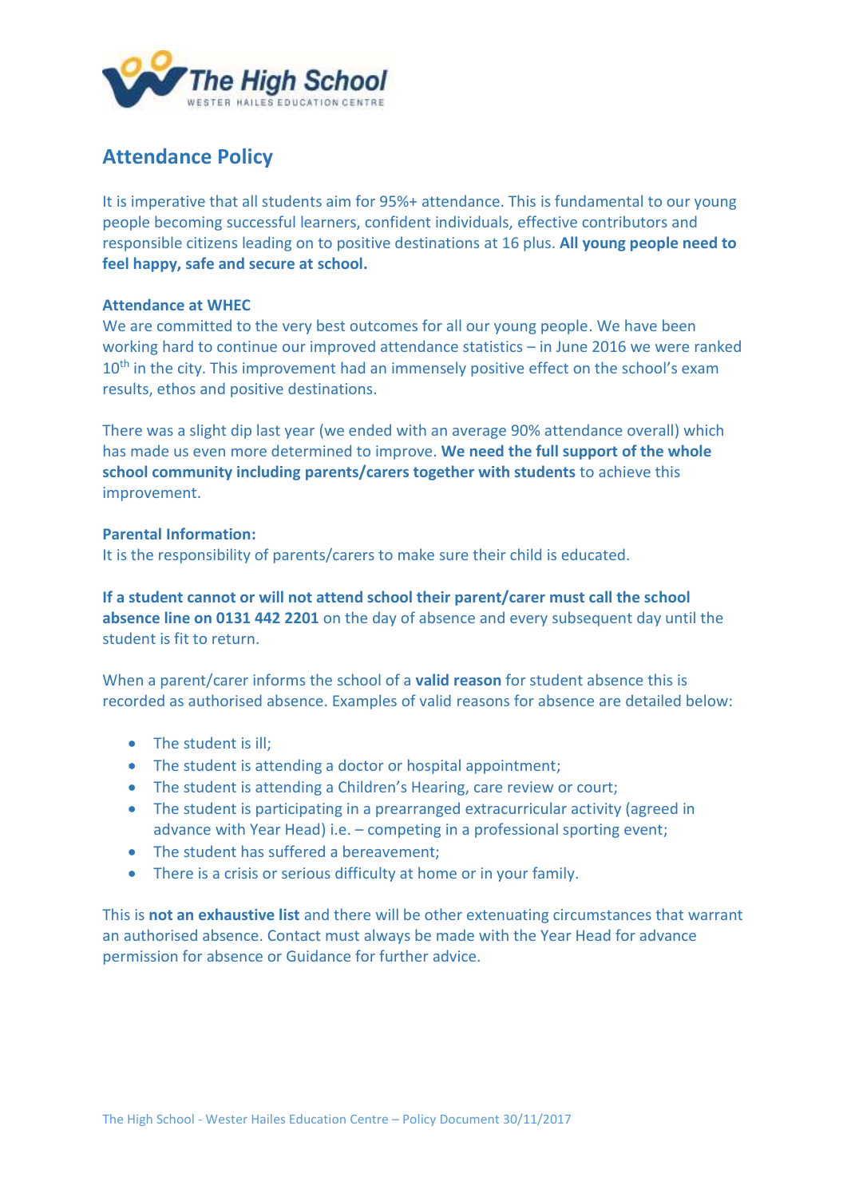# Attendance Policy

It is imperative that all students aim for 95%+ attendance. This is fundamental to our young people becoming successful learners, confident individuals, effective contributors and responsible citizens leading on to positive destinations at 16 plus. **All young people need to feel happy, safe and secure at school.**

**Attendance at WHEC**

We are committed to the very best outcomes for all our young people. We have been working hard to continue our improved attendance statistics – in June 2016 we were ranked 10th in the city. This improvement had an immensely positive effect on the school's exam results, ethos and positive destinations.

There was a slight dip last year (we ended with an average 90% attendance overall) which has made us even more determined to improve. **We need the full support of the whole school community including parents/carers together with students** to achieve this improvement.

**Parental Information:**

It is the responsibility of parents/carers to make sure their child is educated.

**If a student cannot or will not attend school their parent/carer must call the school absence line on 0131 442 2201** on the day of absence and every subsequent day until the student is fit to return.

When a parent/carer informs the school of a **valid reason** for student absence this is recorded as authorised absence. Examples of valid reasons for absence are detailed below:

- The student is ill;
- The student is attending a doctor or hospital appointment;
- The student is attending a Children's Hearing, care review or court;
- The student is participating in a prearranged extracurricular activity (agreed in advance with Year Head) i.e. – competing in a professional sporting event;
- The student has suffered a bereavement;
- There is a crisis or serious difficulty at home or in your family.

This is **not an exhaustive list** and there will be other extenuating circumstances that warrant an authorised absence. Contact must always be made with the Year Head for advance permission for absence or Guidance for further advice.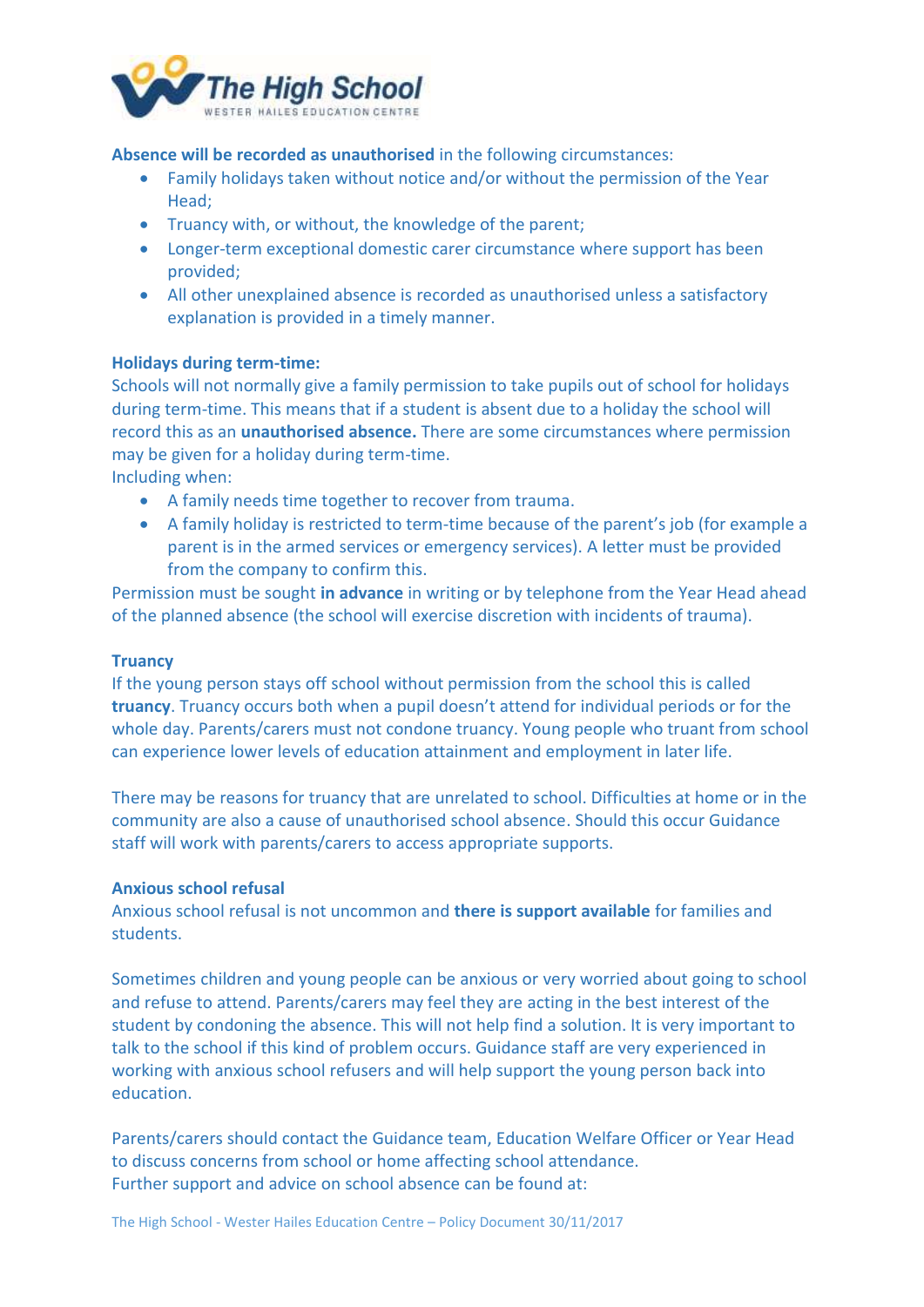**Absence will be recorded as unauthorised** in the following circumstances:

- Family holidays taken without notice and/or without the permission of the Year Head;
- Truancy with, or without, the knowledge of the parent;
- Longer-term exceptional domestic carer circumstance where support has been provided;
- All other unexplained absence is recorded as unauthorised unless a satisfactory explanation is provided in a timely manner.

**Holidays during term-time:**

Schools will not normally give a family permission to take pupils out of school for holidays during term-time. This means that if a student is absent due to a holiday the school will record this as an **unauthorised absence.** There are some circumstances where permission may be given for a holiday during term-time.
Including when:

- A family needs time together to recover from trauma.
- A family holiday is restricted to term-time because of the parent's job (for example a parent is in the armed services or emergency services). A letter must be provided from the company to confirm this.

Permission must be sought **in advance** in writing or by telephone from the Year Head ahead of the planned absence (the school will exercise discretion with incidents of trauma).

**Truancy**

If the young person stays off school without permission from the school this is called **truancy**. Truancy occurs both when a pupil doesn't attend for individual periods or for the whole day. Parents/carers must not condone truancy. Young people who truant from school can experience lower levels of education attainment and employment in later life.

There may be reasons for truancy that are unrelated to school. Difficulties at home or in the community are also a cause of unauthorised school absence. Should this occur Guidance staff will work with parents/carers to access appropriate supports.

**Anxious school refusal**

Anxious school refusal is not uncommon and **there is support available** for families and students.

Sometimes children and young people can be anxious or very worried about going to school and refuse to attend. Parents/carers may feel they are acting in the best interest of the student by condoning the absence. This will not help find a solution. It is very important to talk to the school if this kind of problem occurs. Guidance staff are very experienced in working with anxious school refusers and will help support the young person back into education.

Parents/carers should contact the Guidance team, Education Welfare Officer or Year Head to discuss concerns from school or home affecting school attendance.
Further support and advice on school absence can be found at: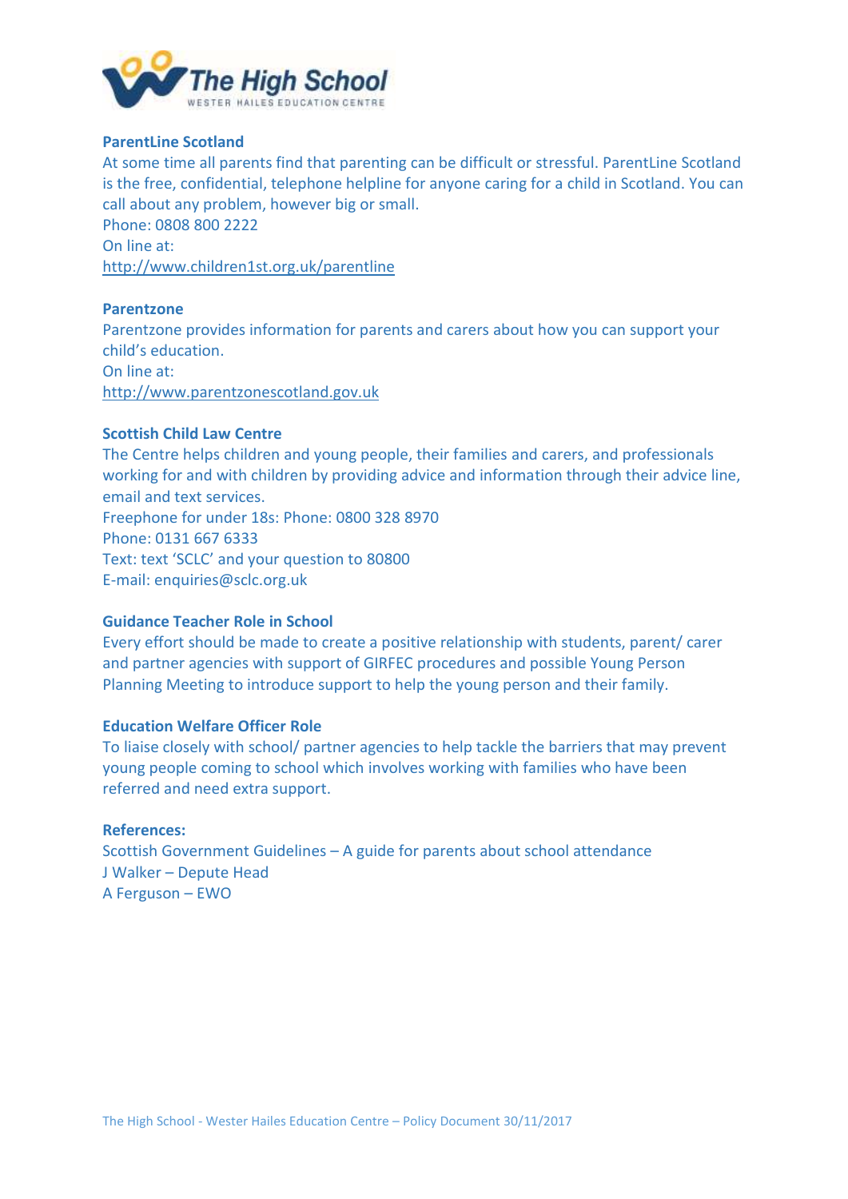### ParentLine Scotland

At some time all parents find that parenting can be difficult or stressful. ParentLine Scotland is the free, confidential, telephone helpline for anyone caring for a child in Scotland. You can call about any problem, however big or small.
Phone: 0808 800 2222
On line at:
http://www.children1st.org.uk/parentline

### Parentzone

Parentzone provides information for parents and carers about how you can support your child's education.
On line at:
http://www.parentzonescotland.gov.uk

### Scottish Child Law Centre

The Centre helps children and young people, their families and carers, and professionals working for and with children by providing advice and information through their advice line, email and text services.
Freephone for under 18s: Phone: 0800 328 8970
Phone: 0131 667 6333
Text: text 'SCLC' and your question to 80800
E-mail: enquiries@sclc.org.uk

### Guidance Teacher Role in School

Every effort should be made to create a positive relationship with students, parent/ carer and partner agencies with support of GIRFEC procedures and possible Young Person Planning Meeting to introduce support to help the young person and their family.

### Education Welfare Officer Role

To liaise closely with school/ partner agencies to help tackle the barriers that may prevent young people coming to school which involves working with families who have been referred and need extra support.

### References:

Scottish Government Guidelines – A guide for parents about school attendance
J Walker – Depute Head
A Ferguson – EWO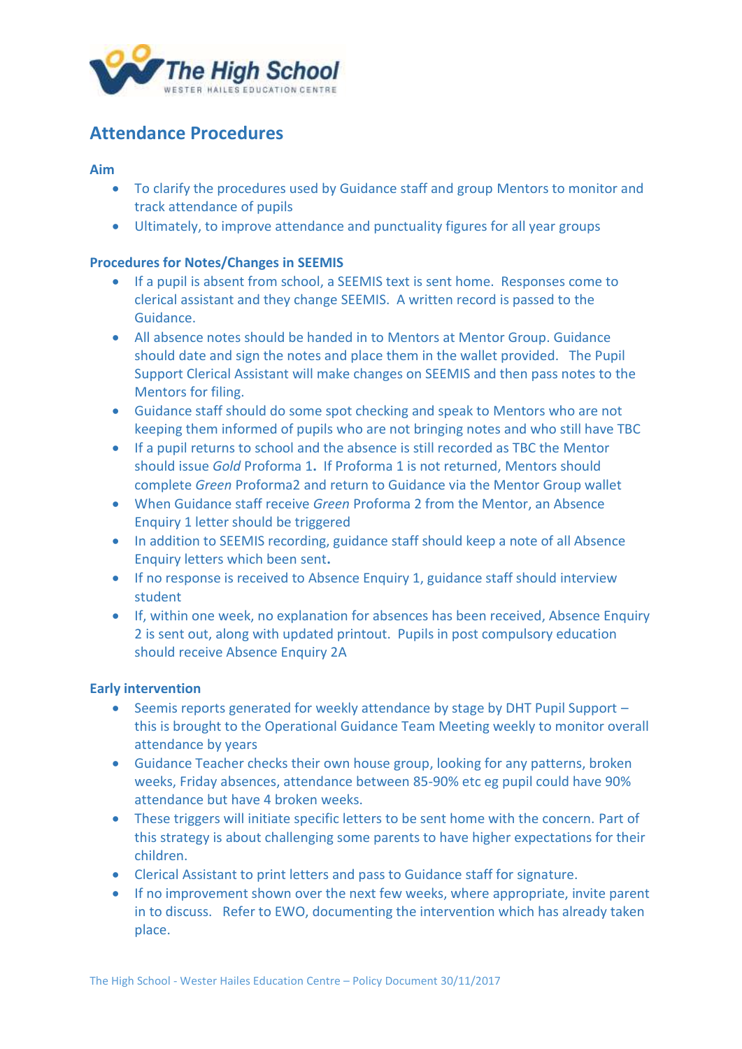# Attendance Procedures

### Aim

- To clarify the procedures used by Guidance staff and group Mentors to monitor and track attendance of pupils
- Ultimately, to improve attendance and punctuality figures for all year groups

### Procedures for Notes/Changes in SEEMIS

- If a pupil is absent from school, a SEEMIS text is sent home. Responses come to clerical assistant and they change SEEMIS. A written record is passed to the Guidance.
- All absence notes should be handed in to Mentors at Mentor Group. Guidance should date and sign the notes and place them in the wallet provided. The Pupil Support Clerical Assistant will make changes on SEEMIS and then pass notes to the Mentors for filing.
- Guidance staff should do some spot checking and speak to Mentors who are not keeping them informed of pupils who are not bringing notes and who still have TBC
- If a pupil returns to school and the absence is still recorded as TBC the Mentor should issue *Gold* Proforma 1**.** If Proforma 1 is not returned, Mentors should complete *Green* Proforma2 and return to Guidance via the Mentor Group wallet
- When Guidance staff receive *Green* Proforma 2 from the Mentor, an Absence Enquiry 1 letter should be triggered
- In addition to SEEMIS recording, guidance staff should keep a note of all Absence Enquiry letters which been sent**.**
- If no response is received to Absence Enquiry 1, guidance staff should interview student
- If, within one week, no explanation for absences has been received, Absence Enquiry 2 is sent out, along with updated printout. Pupils in post compulsory education should receive Absence Enquiry 2A

### Early intervention

- Seemis reports generated for weekly attendance by stage by DHT Pupil Support – this is brought to the Operational Guidance Team Meeting weekly to monitor overall attendance by years
- Guidance Teacher checks their own house group, looking for any patterns, broken weeks, Friday absences, attendance between 85-90% etc eg pupil could have 90% attendance but have 4 broken weeks.
- These triggers will initiate specific letters to be sent home with the concern. Part of this strategy is about challenging some parents to have higher expectations for their children.
- Clerical Assistant to print letters and pass to Guidance staff for signature.
- If no improvement shown over the next few weeks, where appropriate, invite parent in to discuss. Refer to EWO, documenting the intervention which has already taken place.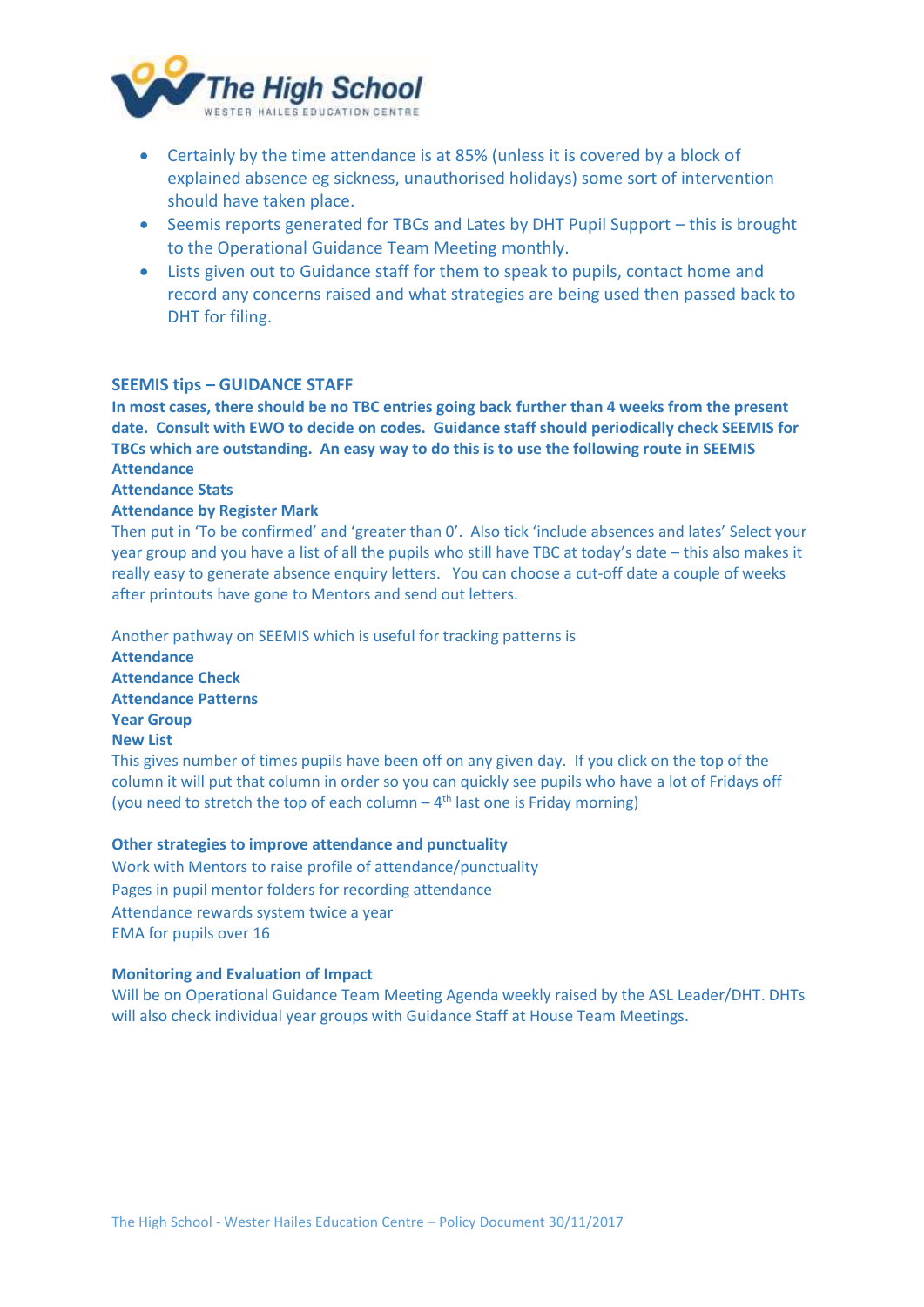- Certainly by the time attendance is at 85% (unless it is covered by a block of explained absence eg sickness, unauthorised holidays) some sort of intervention should have taken place.
- Seemis reports generated for TBCs and Lates by DHT Pupil Support – this is brought to the Operational Guidance Team Meeting monthly.
- Lists given out to Guidance staff for them to speak to pupils, contact home and record any concerns raised and what strategies are being used then passed back to DHT for filing.

**SEEMIS tips – GUIDANCE STAFF**

**In most cases, there should be no TBC entries going back further than 4 weeks from the present date. Consult with EWO to decide on codes. Guidance staff should periodically check SEEMIS for TBCs which are outstanding. An easy way to do this is to use the following route in SEEMIS**
**Attendance**
**Attendance Stats**
**Attendance by Register Mark**
Then put in 'To be confirmed' and 'greater than 0'. Also tick 'include absences and lates' Select your year group and you have a list of all the pupils who still have TBC at today's date – this also makes it really easy to generate absence enquiry letters. You can choose a cut-off date a couple of weeks after printouts have gone to Mentors and send out letters.

Another pathway on SEEMIS which is useful for tracking patterns is
**Attendance**
**Attendance Check**
**Attendance Patterns**
**Year Group**
**New List**
This gives number of times pupils have been off on any given day. If you click on the top of the column it will put that column in order so you can quickly see pupils who have a lot of Fridays off (you need to stretch the top of each column – 4th last one is Friday morning)

**Other strategies to improve attendance and punctuality**
Work with Mentors to raise profile of attendance/punctuality
Pages in pupil mentor folders for recording attendance
Attendance rewards system twice a year
EMA for pupils over 16

**Monitoring and Evaluation of Impact**
Will be on Operational Guidance Team Meeting Agenda weekly raised by the ASL Leader/DHT. DHTs will also check individual year groups with Guidance Staff at House Team Meetings.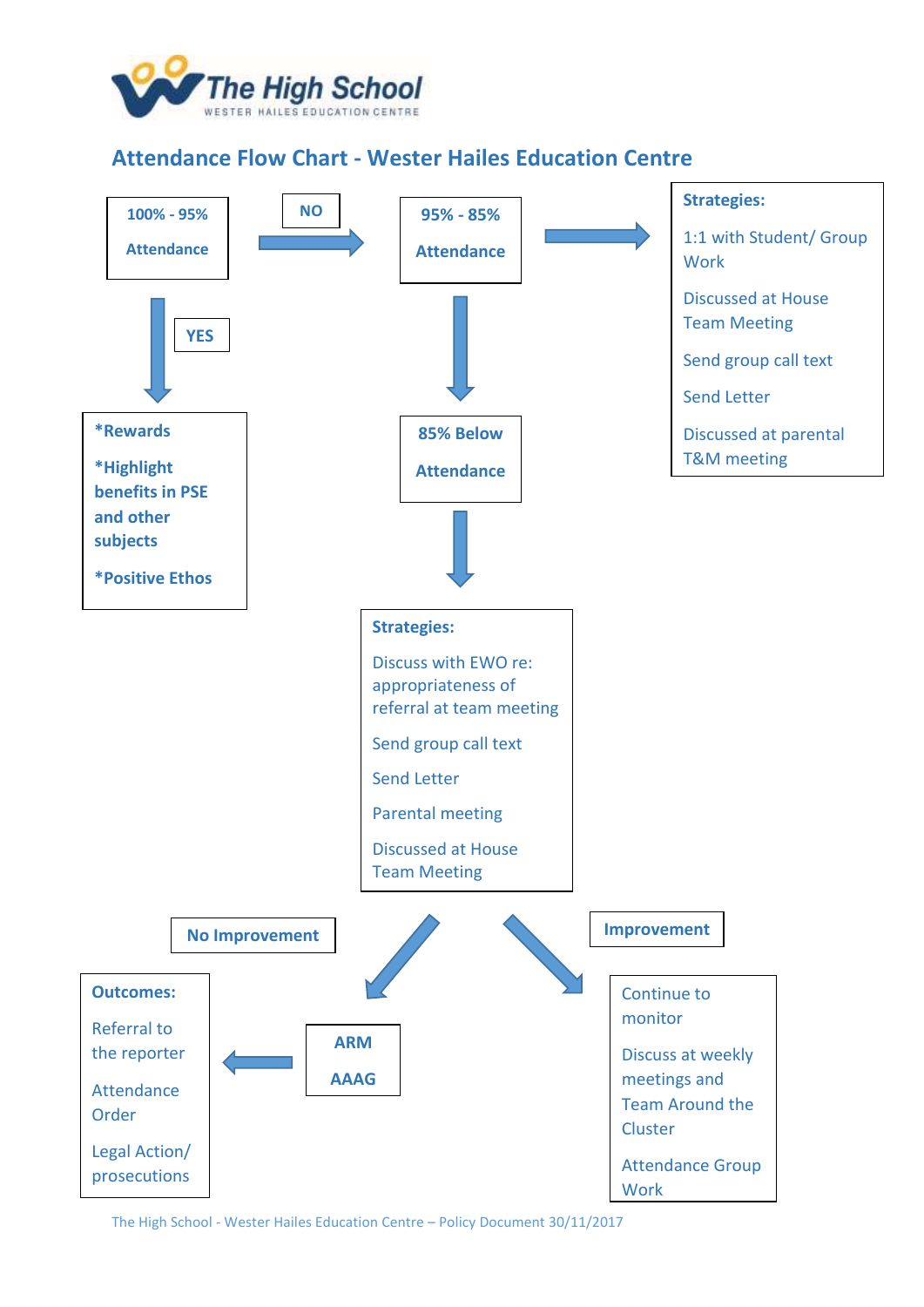The High School
WESTER HAILES EDUCATION CENTRE

## Attendance Flow Chart - Wester Hailes Education Centre

**100% - 95%**

**Attendance**

NO

**95% - 85%**

**Attendance**

**Strategies:**

1:1 with Student/ Group Work

Discussed at House Team Meeting

Send group call text

Send Letter

Discussed at parental T&M meeting

YES

**\*Rewards**

**\*Highlight benefits in PSE and other subjects**

**\*Positive Ethos**

**85% Below**

**Attendance**

**Strategies:**

Discuss with EWO re: appropriateness of referral at team meeting

Send group call text

Send Letter

Parental meeting

Discussed at House Team Meeting

**No Improvement**

**Improvement**

**Outcomes:**

Referral to the reporter

Attendance Order

Legal Action/ prosecutions

**ARM**

**AAAG**

Continue to monitor

Discuss at weekly meetings and Team Around the Cluster

Attendance Group Work

The High School - Wester Hailes Education Centre – Policy Document 30/11/2017